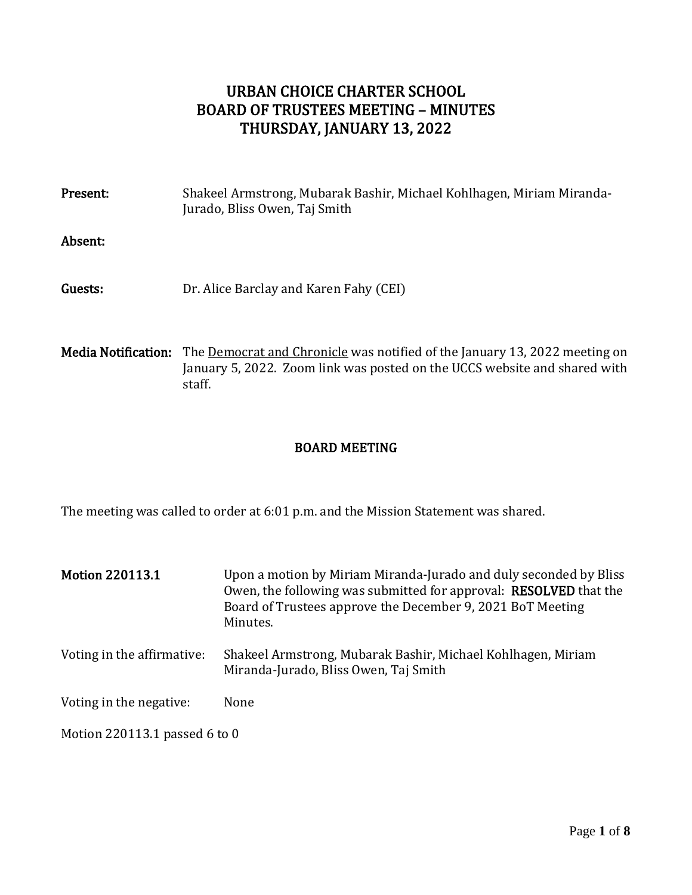# URBAN CHOICE CHARTER SCHOOL
# BOARD OF TRUSTEES MEETING – MINUTES
# THURSDAY, JANUARY 13, 2022

**Present:** Shakeel Armstrong, Mubarak Bashir, Michael Kohlhagen, Miriam Miranda-Jurado, Bliss Owen, Taj Smith

**Absent:**

**Guests:** Dr. Alice Barclay and Karen Fahy (CEI)

**Media Notification:** The Democrat and Chronicle was notified of the January 13, 2022 meeting on January 5, 2022. Zoom link was posted on the UCCS website and shared with staff.

## BOARD MEETING

The meeting was called to order at 6:01 p.m. and the Mission Statement was shared.

**Motion 220113.1** Upon a motion by Miriam Miranda-Jurado and duly seconded by Bliss Owen, the following was submitted for approval: **RESOLVED** that the Board of Trustees approve the December 9, 2021 BoT Meeting Minutes.

Voting in the affirmative: Shakeel Armstrong, Mubarak Bashir, Michael Kohlhagen, Miriam Miranda-Jurado, Bliss Owen, Taj Smith

Voting in the negative: None

Motion 220113.1 passed 6 to 0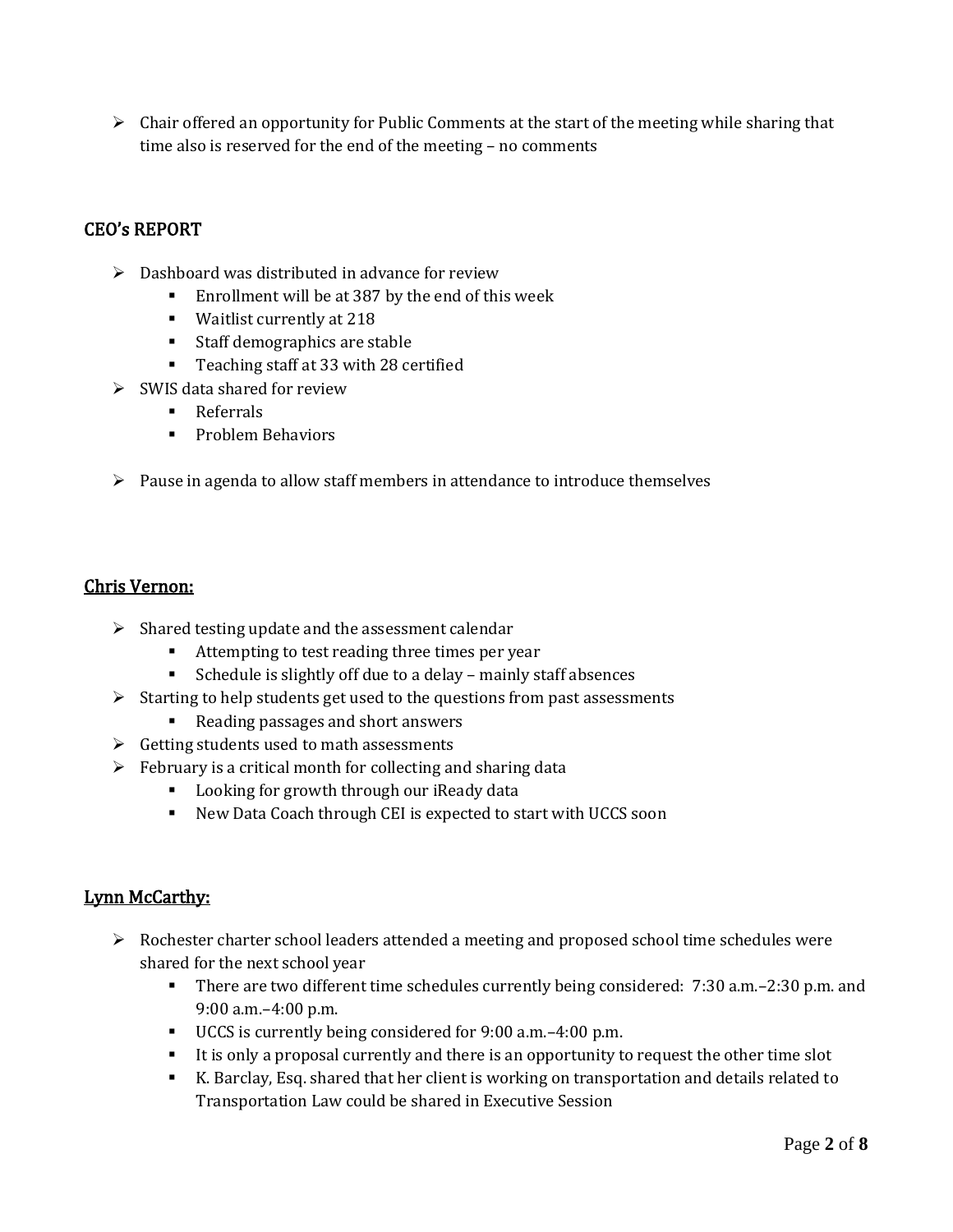- Chair offered an opportunity for Public Comments at the start of the meeting while sharing that time also is reserved for the end of the meeting – no comments

## CEO's REPORT

- Dashboard was distributed in advance for review
  - Enrollment will be at 387 by the end of this week
  - Waitlist currently at 218
  - Staff demographics are stable
  - Teaching staff at 33 with 28 certified
- SWIS data shared for review
  - Referrals
  - Problem Behaviors
- Pause in agenda to allow staff members in attendance to introduce themselves

## Chris Vernon:

- Shared testing update and the assessment calendar
  - Attempting to test reading three times per year
  - Schedule is slightly off due to a delay – mainly staff absences
- Starting to help students get used to the questions from past assessments
  - Reading passages and short answers
- Getting students used to math assessments
- February is a critical month for collecting and sharing data
  - Looking for growth through our iReady data
  - New Data Coach through CEI is expected to start with UCCS soon

## Lynn McCarthy:

- Rochester charter school leaders attended a meeting and proposed school time schedules were shared for the next school year
  - There are two different time schedules currently being considered: 7:30 a.m.–2:30 p.m. and 9:00 a.m.–4:00 p.m.
  - UCCS is currently being considered for 9:00 a.m.–4:00 p.m.
  - It is only a proposal currently and there is an opportunity to request the other time slot
  - K. Barclay, Esq. shared that her client is working on transportation and details related to Transportation Law could be shared in Executive Session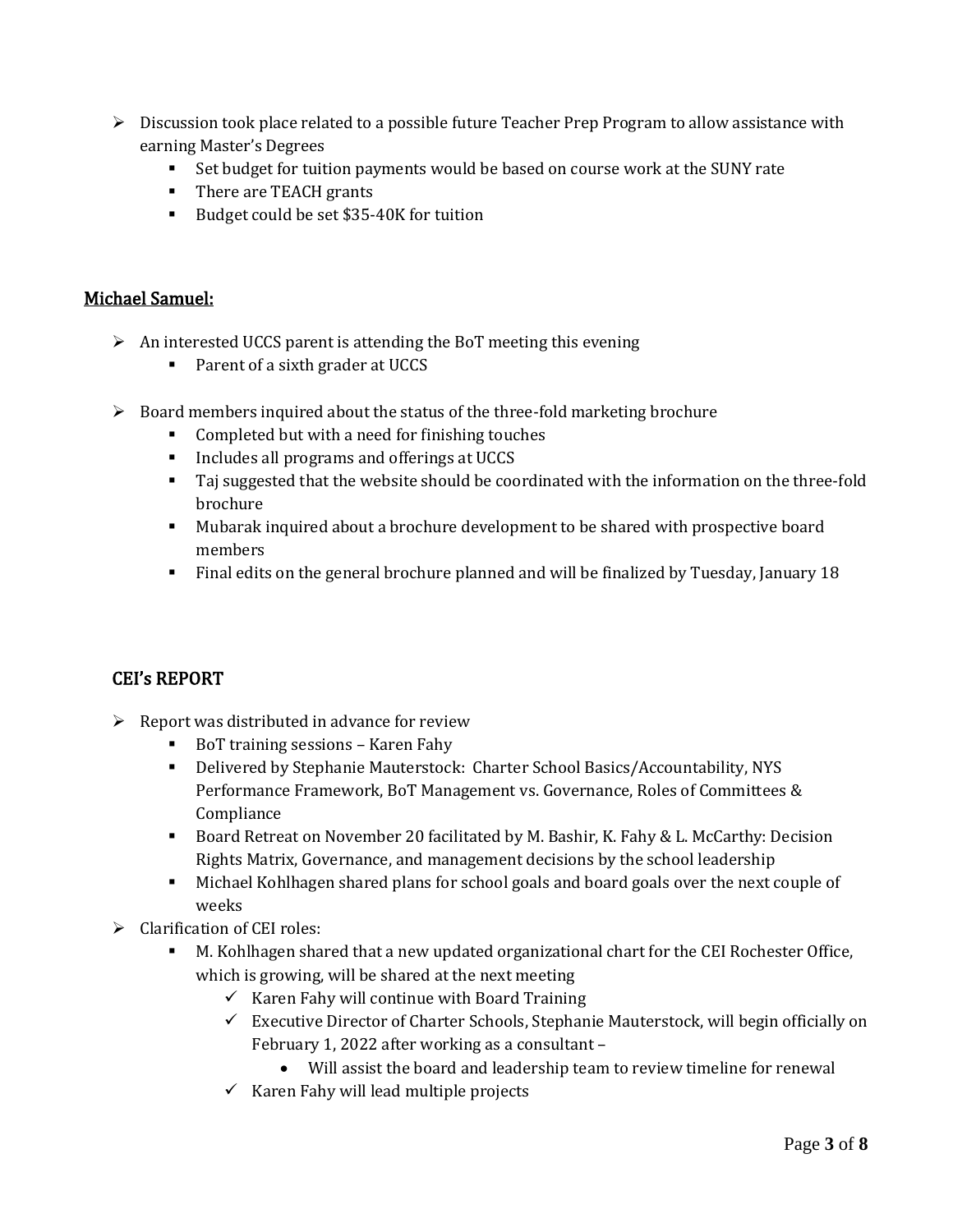- Discussion took place related to a possible future Teacher Prep Program to allow assistance with earning Master's Degrees
  - Set budget for tuition payments would be based on course work at the SUNY rate
  - There are TEACH grants
  - Budget could be set $35-40K for tuition

## Michael Samuel:

- An interested UCCS parent is attending the BoT meeting this evening
  - Parent of a sixth grader at UCCS
- Board members inquired about the status of the three-fold marketing brochure
  - Completed but with a need for finishing touches
  - Includes all programs and offerings at UCCS
  - Taj suggested that the website should be coordinated with the information on the three-fold brochure
  - Mubarak inquired about a brochure development to be shared with prospective board members
  - Final edits on the general brochure planned and will be finalized by Tuesday, January 18

## CEI's REPORT

- Report was distributed in advance for review
  - BoT training sessions – Karen Fahy
  - Delivered by Stephanie Mauterstock: Charter School Basics/Accountability, NYS Performance Framework, BoT Management vs. Governance, Roles of Committees & Compliance
  - Board Retreat on November 20 facilitated by M. Bashir, K. Fahy & L. McCarthy: Decision Rights Matrix, Governance, and management decisions by the school leadership
  - Michael Kohlhagen shared plans for school goals and board goals over the next couple of weeks
- Clarification of CEI roles:
  - M. Kohlhagen shared that a new updated organizational chart for the CEI Rochester Office, which is growing, will be shared at the next meeting
    - ✓ Karen Fahy will continue with Board Training
    - ✓ Executive Director of Charter Schools, Stephanie Mauterstock, will begin officially on February 1, 2022 after working as a consultant –
      - Will assist the board and leadership team to review timeline for renewal
    - ✓ Karen Fahy will lead multiple projects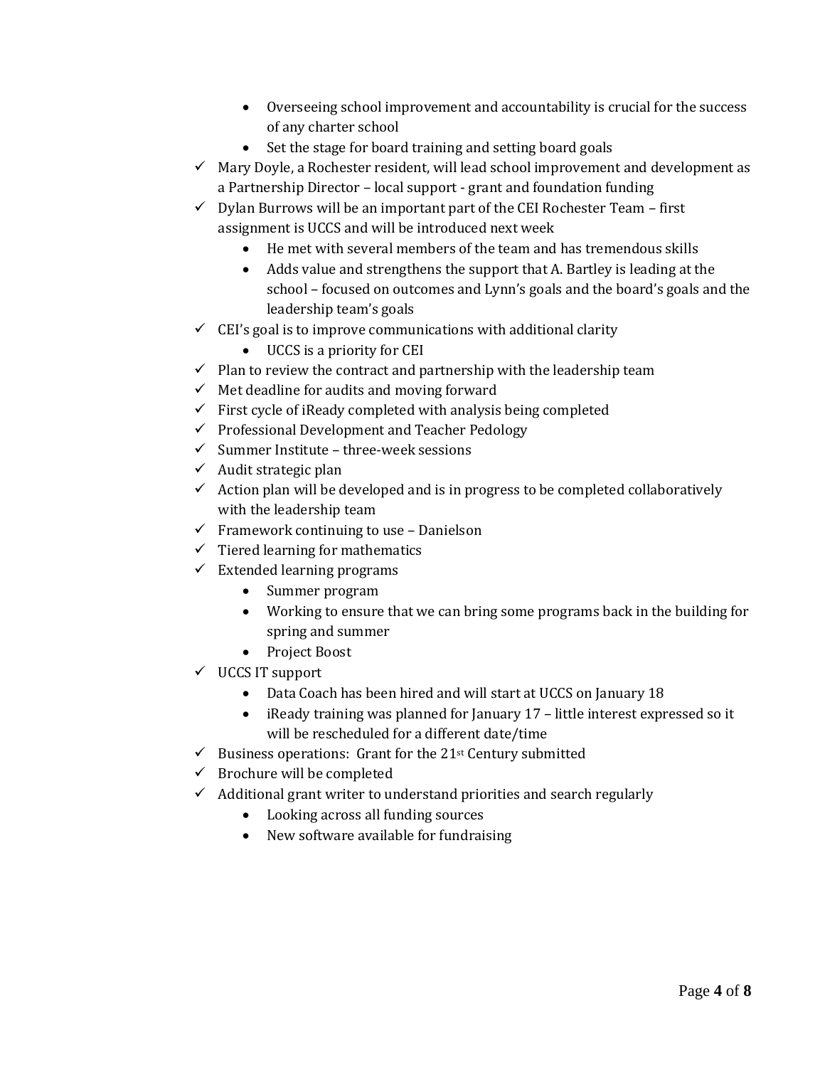- Overseeing school improvement and accountability is crucial for the success of any charter school
  - Set the stage for board training and setting board goals
- ✓ Mary Doyle, a Rochester resident, will lead school improvement and development as a Partnership Director – local support - grant and foundation funding
- ✓ Dylan Burrows will be an important part of the CEI Rochester Team – first assignment is UCCS and will be introduced next week
  - He met with several members of the team and has tremendous skills
  - Adds value and strengthens the support that A. Bartley is leading at the school – focused on outcomes and Lynn's goals and the board's goals and the leadership team's goals
- ✓ CEI's goal is to improve communications with additional clarity
  - UCCS is a priority for CEI
- ✓ Plan to review the contract and partnership with the leadership team
- ✓ Met deadline for audits and moving forward
- ✓ First cycle of iReady completed with analysis being completed
- ✓ Professional Development and Teacher Pedology
- ✓ Summer Institute – three-week sessions
- ✓ Audit strategic plan
- ✓ Action plan will be developed and is in progress to be completed collaboratively with the leadership team
- ✓ Framework continuing to use – Danielson
- ✓ Tiered learning for mathematics
- ✓ Extended learning programs
  - Summer program
  - Working to ensure that we can bring some programs back in the building for spring and summer
  - Project Boost
- ✓ UCCS IT support
  - Data Coach has been hired and will start at UCCS on January 18
  - iReady training was planned for January 17 – little interest expressed so it will be rescheduled for a different date/time
- ✓ Business operations: Grant for the 21st Century submitted
- ✓ Brochure will be completed
- ✓ Additional grant writer to understand priorities and search regularly
  - Looking across all funding sources
  - New software available for fundraising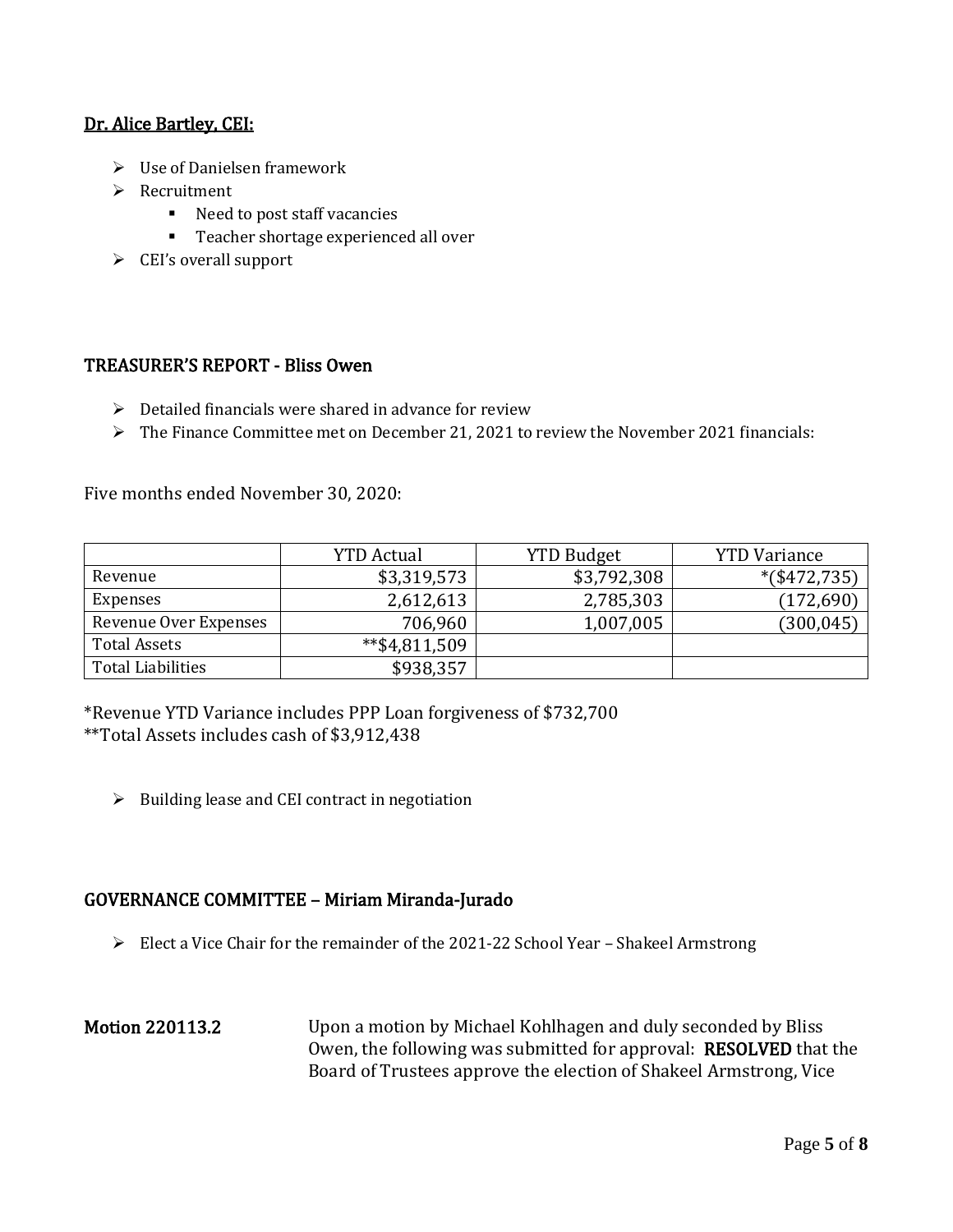## Dr. Alice Bartley, CEI:

- Use of Danielsen framework
- Recruitment
  - Need to post staff vacancies
  - Teacher shortage experienced all over
- CEI's overall support

## TREASURER'S REPORT - Bliss Owen

- Detailed financials were shared in advance for review
- The Finance Committee met on December 21, 2021 to review the November 2021 financials:

Five months ended November 30, 2020:

| | YTD Actual | YTD Budget | YTD Variance |
|---|---|---|---|
| Revenue | $3,319,573 | $3,792,308 | *($472,735) |
| Expenses | 2,612,613 | 2,785,303 | (172,690) |
| Revenue Over Expenses | 706,960 | 1,007,005 | (300,045) |
| Total Assets | **$4,811,509 | | |
| Total Liabilities | $938,357 | | |

*Revenue YTD Variance includes PPP Loan forgiveness of $732,700
**Total Assets includes cash of $3,912,438

- Building lease and CEI contract in negotiation

## GOVERNANCE COMMITTEE – Miriam Miranda-Jurado

- Elect a Vice Chair for the remainder of the 2021-22 School Year – Shakeel Armstrong

**Motion 220113.2** Upon a motion by Michael Kohlhagen and duly seconded by Bliss Owen, the following was submitted for approval: **RESOLVED** that the Board of Trustees approve the election of Shakeel Armstrong, Vice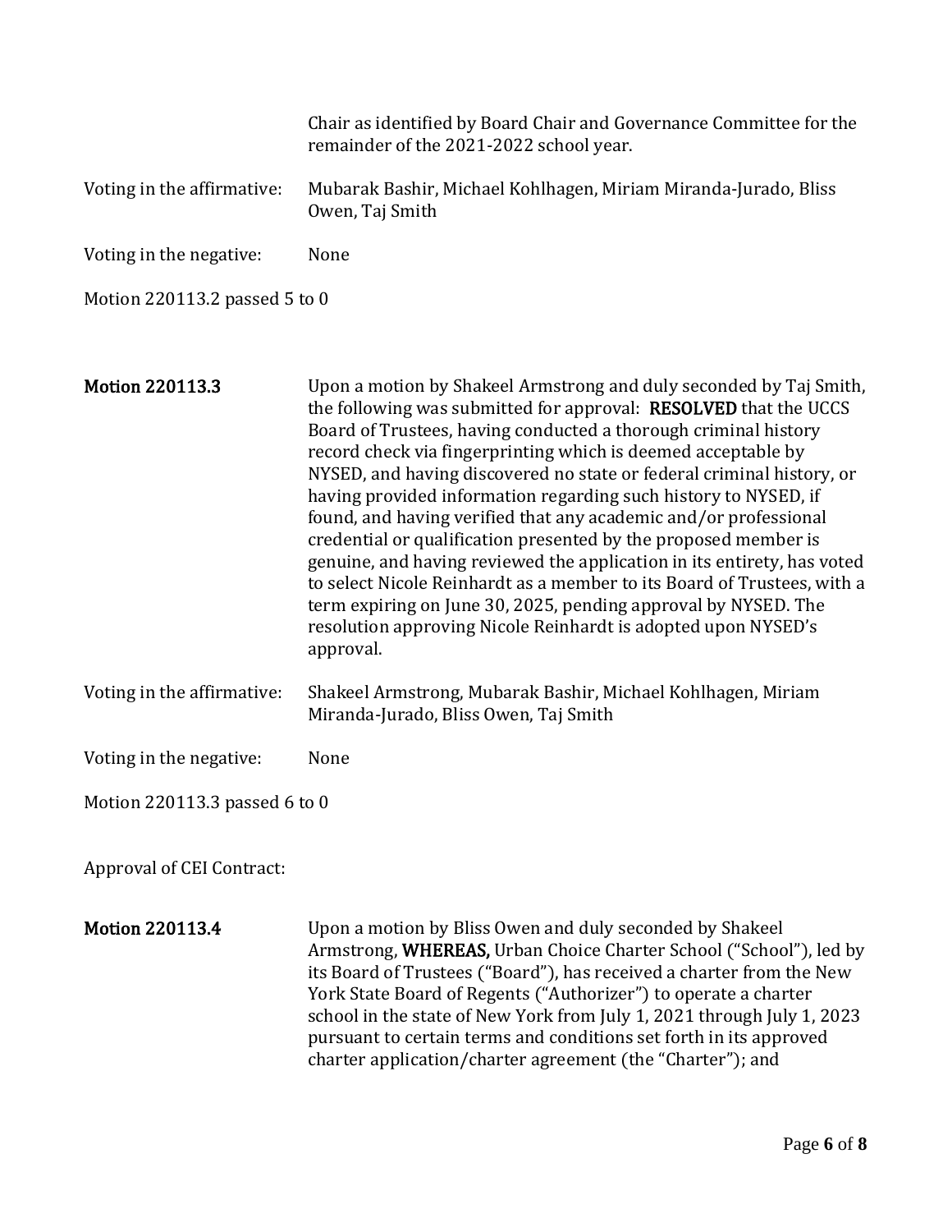Chair as identified by Board Chair and Governance Committee for the remainder of the 2021-2022 school year.

Voting in the affirmative: Mubarak Bashir, Michael Kohlhagen, Miriam Miranda-Jurado, Bliss Owen, Taj Smith

Voting in the negative: None

Motion 220113.2 passed 5 to 0

**Motion 220113.3** Upon a motion by Shakeel Armstrong and duly seconded by Taj Smith, the following was submitted for approval: **RESOLVED** that the UCCS Board of Trustees, having conducted a thorough criminal history record check via fingerprinting which is deemed acceptable by NYSED, and having discovered no state or federal criminal history, or having provided information regarding such history to NYSED, if found, and having verified that any academic and/or professional credential or qualification presented by the proposed member is genuine, and having reviewed the application in its entirety, has voted to select Nicole Reinhardt as a member to its Board of Trustees, with a term expiring on June 30, 2025, pending approval by NYSED. The resolution approving Nicole Reinhardt is adopted upon NYSED's approval.

Voting in the affirmative: Shakeel Armstrong, Mubarak Bashir, Michael Kohlhagen, Miriam Miranda-Jurado, Bliss Owen, Taj Smith

Voting in the negative: None

Motion 220113.3 passed 6 to 0

Approval of CEI Contract:

**Motion 220113.4** Upon a motion by Bliss Owen and duly seconded by Shakeel Armstrong, **WHEREAS,** Urban Choice Charter School ("School"), led by its Board of Trustees ("Board"), has received a charter from the New York State Board of Regents ("Authorizer") to operate a charter school in the state of New York from July 1, 2021 through July 1, 2023 pursuant to certain terms and conditions set forth in its approved charter application/charter agreement (the "Charter"); and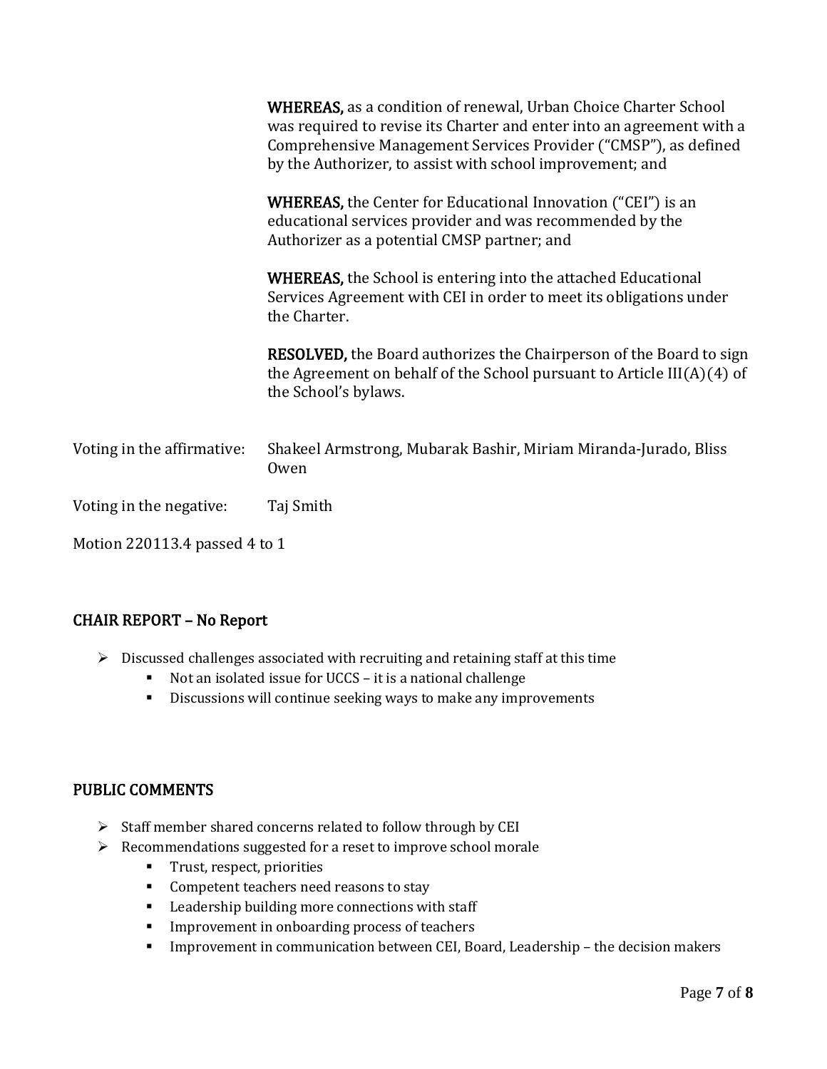**WHEREAS,** as a condition of renewal, Urban Choice Charter School was required to revise its Charter and enter into an agreement with a Comprehensive Management Services Provider ("CMSP"), as defined by the Authorizer, to assist with school improvement; and

**WHEREAS,** the Center for Educational Innovation ("CEI") is an educational services provider and was recommended by the Authorizer as a potential CMSP partner; and

**WHEREAS,** the School is entering into the attached Educational Services Agreement with CEI in order to meet its obligations under the Charter.

**RESOLVED,** the Board authorizes the Chairperson of the Board to sign the Agreement on behalf of the School pursuant to Article III(A)(4) of the School's bylaws.

Voting in the affirmative: Shakeel Armstrong, Mubarak Bashir, Miriam Miranda-Jurado, Bliss Owen

Voting in the negative: Taj Smith

Motion 220113.4 passed 4 to 1

## CHAIR REPORT – No Report

- Discussed challenges associated with recruiting and retaining staff at this time
  - Not an isolated issue for UCCS – it is a national challenge
  - Discussions will continue seeking ways to make any improvements

## PUBLIC COMMENTS

- Staff member shared concerns related to follow through by CEI
- Recommendations suggested for a reset to improve school morale
  - Trust, respect, priorities
  - Competent teachers need reasons to stay
  - Leadership building more connections with staff
  - Improvement in onboarding process of teachers
  - Improvement in communication between CEI, Board, Leadership – the decision makers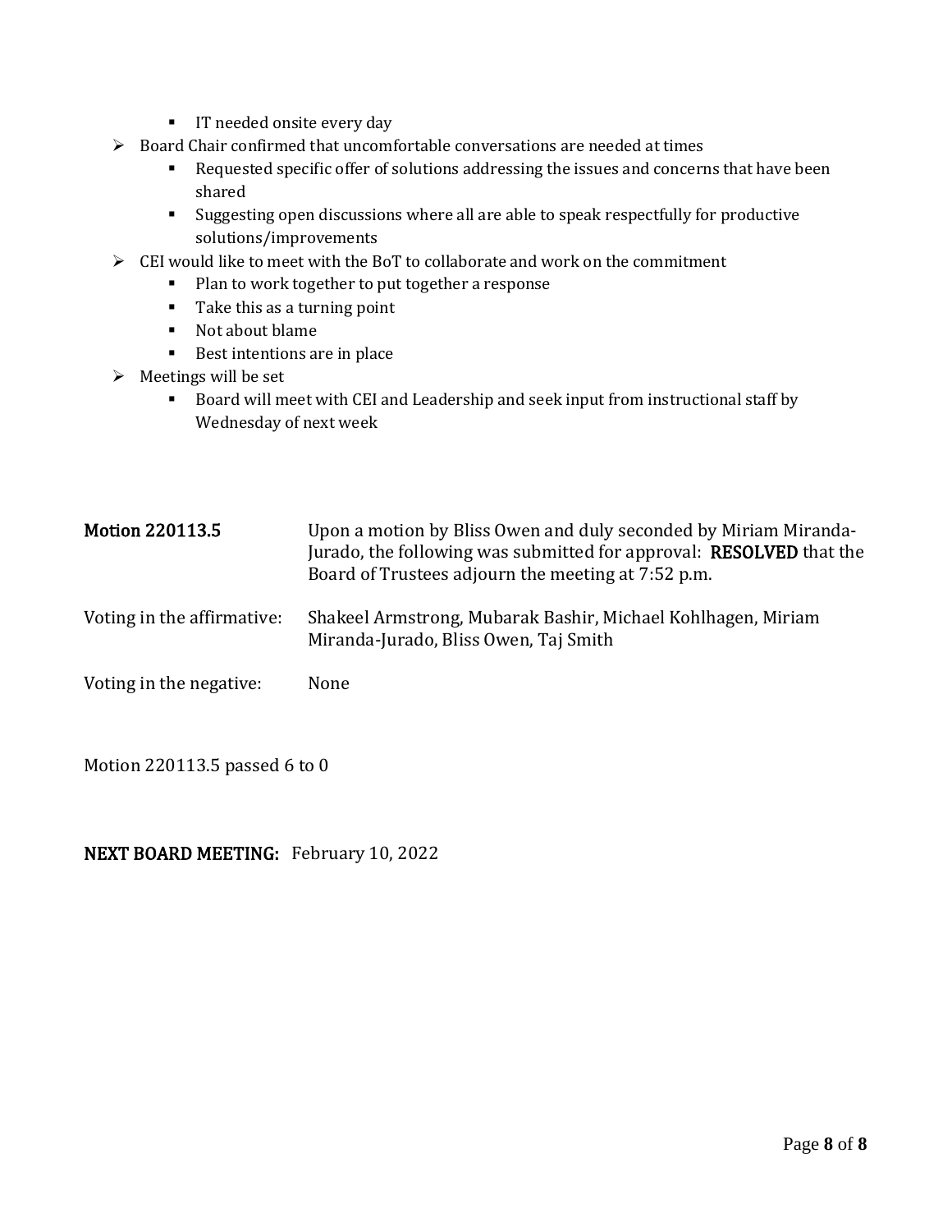- IT needed onsite every day
- Board Chair confirmed that uncomfortable conversations are needed at times
  - Requested specific offer of solutions addressing the issues and concerns that have been shared
  - Suggesting open discussions where all are able to speak respectfully for productive solutions/improvements
- CEI would like to meet with the BoT to collaborate and work on the commitment
  - Plan to work together to put together a response
  - Take this as a turning point
  - Not about blame
  - Best intentions are in place
- Meetings will be set
  - Board will meet with CEI and Leadership and seek input from instructional staff by Wednesday of next week

| | |
|---|---|
| **Motion 220113.5** | Upon a motion by Bliss Owen and duly seconded by Miriam Miranda-Jurado, the following was submitted for approval: **RESOLVED** that the Board of Trustees adjourn the meeting at 7:52 p.m. |
| Voting in the affirmative: | Shakeel Armstrong, Mubarak Bashir, Michael Kohlhagen, Miriam Miranda-Jurado, Bliss Owen, Taj Smith |
| Voting in the negative: | None |

Motion 220113.5 passed 6 to 0

**NEXT BOARD MEETING:** February 10, 2022